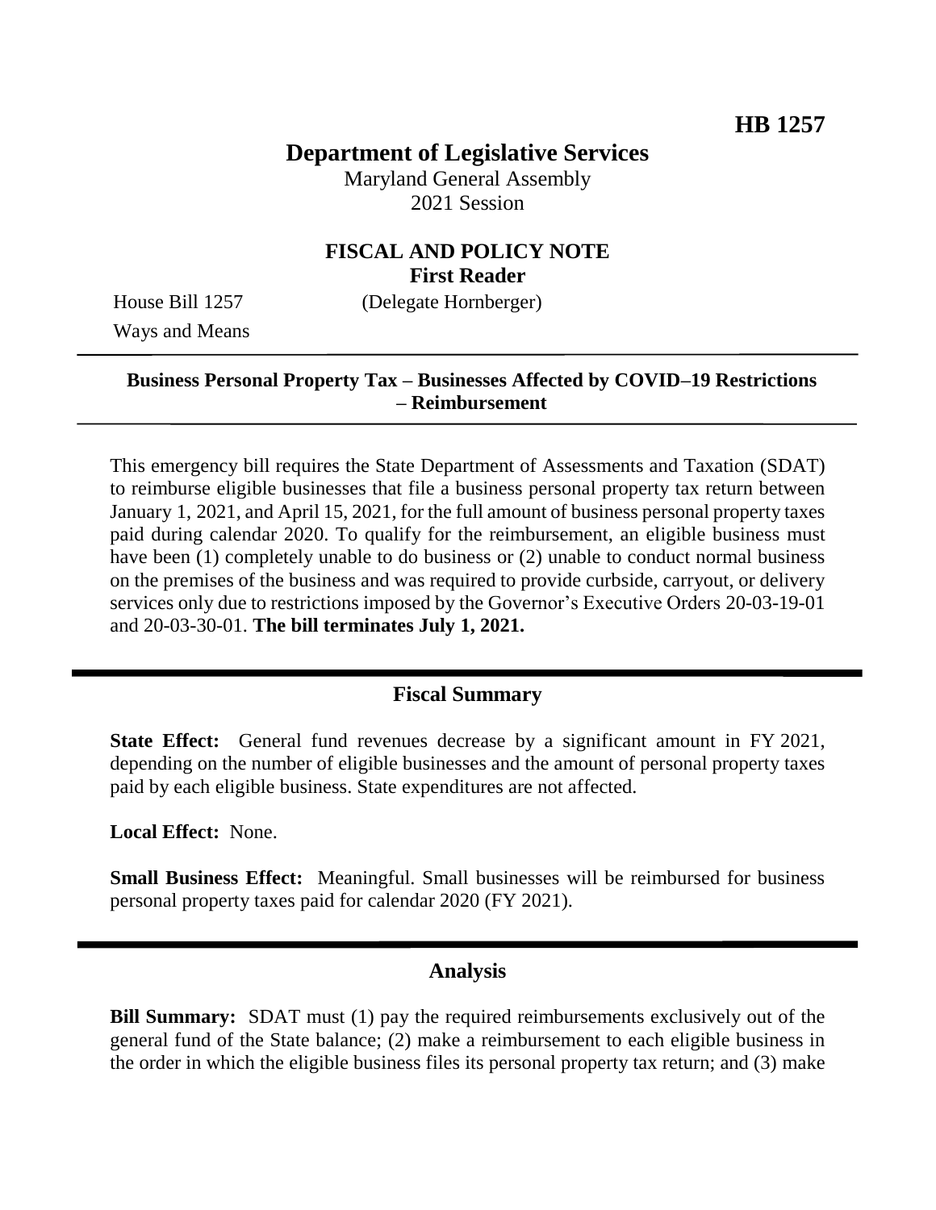**HB 1257**

# Department of Legislative Services

Maryland General Assembly
2021 Session

## FISCAL AND POLICY NOTE
**First Reader**

House Bill 1257 (Delegate Hornberger)
Ways and Means

---

**Business Personal Property Tax – Businesses Affected by COVID–19 Restrictions – Reimbursement**

---

This emergency bill requires the State Department of Assessments and Taxation (SDAT) to reimburse eligible businesses that file a business personal property tax return between January 1, 2021, and April 15, 2021, for the full amount of business personal property taxes paid during calendar 2020. To qualify for the reimbursement, an eligible business must have been (1) completely unable to do business or (2) unable to conduct normal business on the premises of the business and was required to provide curbside, carryout, or delivery services only due to restrictions imposed by the Governor's Executive Orders 20-03-19-01 and 20-03-30-01. **The bill terminates July 1, 2021.**

---

## Fiscal Summary

**State Effect:** General fund revenues decrease by a significant amount in FY 2021, depending on the number of eligible businesses and the amount of personal property taxes paid by each eligible business. State expenditures are not affected.

**Local Effect:** None.

**Small Business Effect:** Meaningful. Small businesses will be reimbursed for business personal property taxes paid for calendar 2020 (FY 2021).

---

## Analysis

**Bill Summary:** SDAT must (1) pay the required reimbursements exclusively out of the general fund of the State balance; (2) make a reimbursement to each eligible business in the order in which the eligible business files its personal property tax return; and (3) make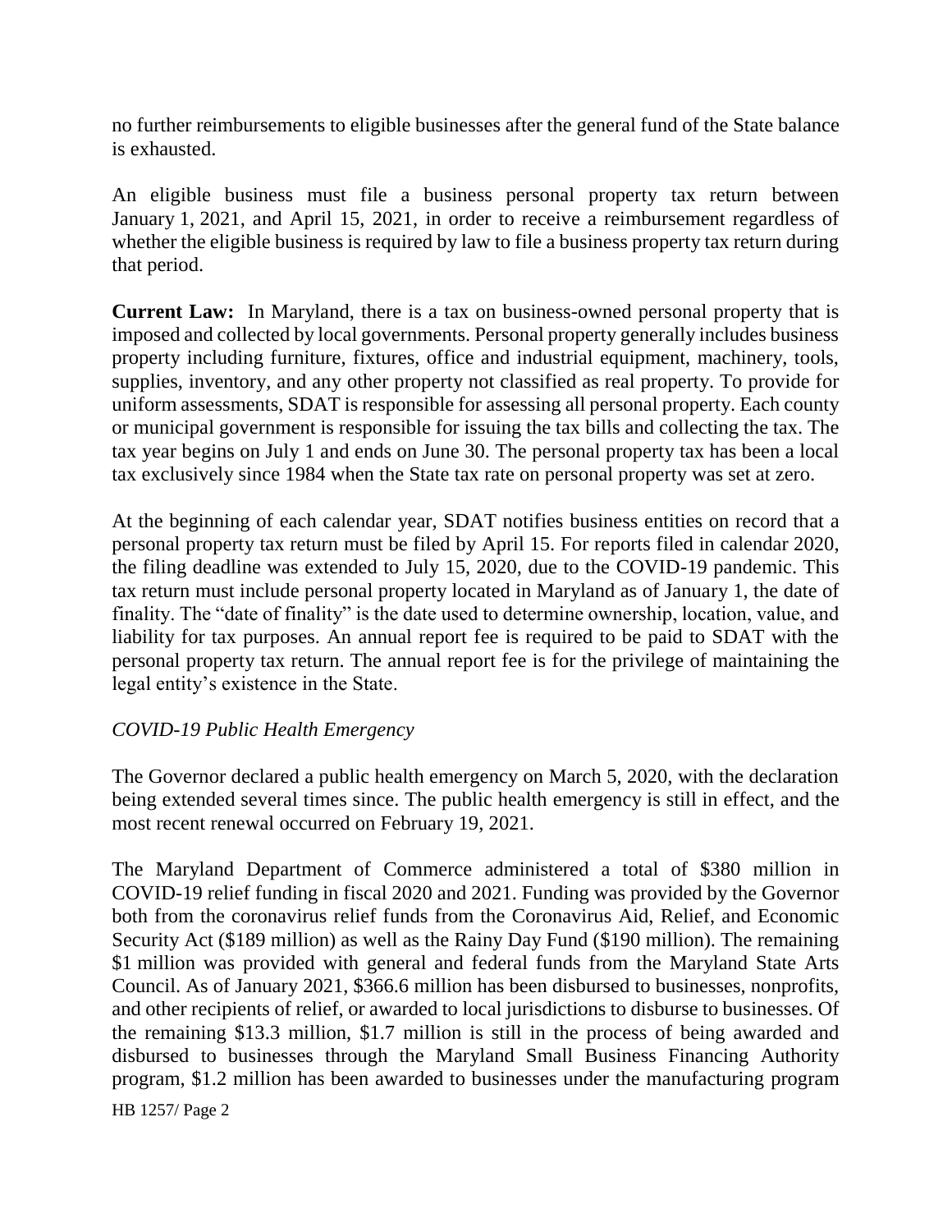no further reimbursements to eligible businesses after the general fund of the State balance is exhausted.

An eligible business must file a business personal property tax return between January 1, 2021, and April 15, 2021, in order to receive a reimbursement regardless of whether the eligible business is required by law to file a business property tax return during that period.

**Current Law:** In Maryland, there is a tax on business-owned personal property that is imposed and collected by local governments. Personal property generally includes business property including furniture, fixtures, office and industrial equipment, machinery, tools, supplies, inventory, and any other property not classified as real property. To provide for uniform assessments, SDAT is responsible for assessing all personal property. Each county or municipal government is responsible for issuing the tax bills and collecting the tax. The tax year begins on July 1 and ends on June 30. The personal property tax has been a local tax exclusively since 1984 when the State tax rate on personal property was set at zero.

At the beginning of each calendar year, SDAT notifies business entities on record that a personal property tax return must be filed by April 15. For reports filed in calendar 2020, the filing deadline was extended to July 15, 2020, due to the COVID-19 pandemic. This tax return must include personal property located in Maryland as of January 1, the date of finality. The "date of finality" is the date used to determine ownership, location, value, and liability for tax purposes. An annual report fee is required to be paid to SDAT with the personal property tax return. The annual report fee is for the privilege of maintaining the legal entity's existence in the State.

*COVID-19 Public Health Emergency*

The Governor declared a public health emergency on March 5, 2020, with the declaration being extended several times since. The public health emergency is still in effect, and the most recent renewal occurred on February 19, 2021.

The Maryland Department of Commerce administered a total of $380 million in COVID-19 relief funding in fiscal 2020 and 2021. Funding was provided by the Governor both from the coronavirus relief funds from the Coronavirus Aid, Relief, and Economic Security Act ($189 million) as well as the Rainy Day Fund ($190 million). The remaining $1 million was provided with general and federal funds from the Maryland State Arts Council. As of January 2021, $366.6 million has been disbursed to businesses, nonprofits, and other recipients of relief, or awarded to local jurisdictions to disburse to businesses. Of the remaining $13.3 million, $1.7 million is still in the process of being awarded and disbursed to businesses through the Maryland Small Business Financing Authority program, $1.2 million has been awarded to businesses under the manufacturing program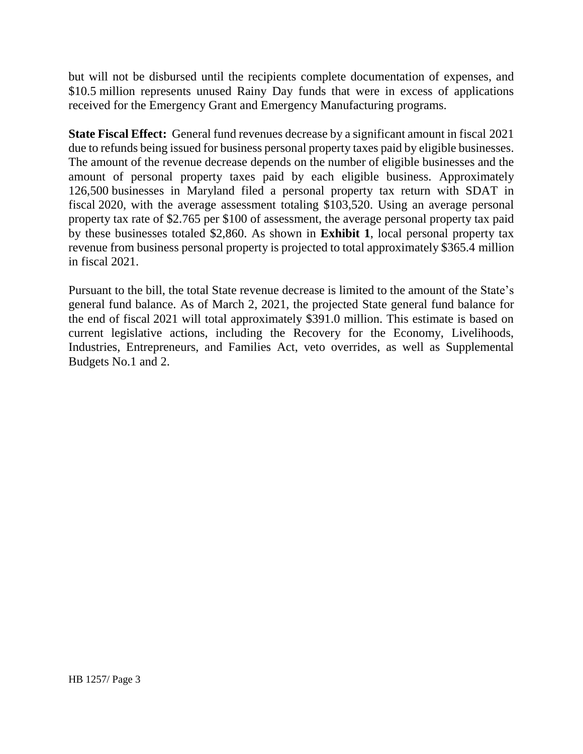but will not be disbursed until the recipients complete documentation of expenses, and $10.5 million represents unused Rainy Day funds that were in excess of applications received for the Emergency Grant and Emergency Manufacturing programs.

**State Fiscal Effect:** General fund revenues decrease by a significant amount in fiscal 2021 due to refunds being issued for business personal property taxes paid by eligible businesses. The amount of the revenue decrease depends on the number of eligible businesses and the amount of personal property taxes paid by each eligible business. Approximately 126,500 businesses in Maryland filed a personal property tax return with SDAT in fiscal 2020, with the average assessment totaling $103,520. Using an average personal property tax rate of $2.765 per $100 of assessment, the average personal property tax paid by these businesses totaled $2,860. As shown in **Exhibit 1**, local personal property tax revenue from business personal property is projected to total approximately $365.4 million in fiscal 2021.

Pursuant to the bill, the total State revenue decrease is limited to the amount of the State's general fund balance. As of March 2, 2021, the projected State general fund balance for the end of fiscal 2021 will total approximately $391.0 million. This estimate is based on current legislative actions, including the Recovery for the Economy, Livelihoods, Industries, Entrepreneurs, and Families Act, veto overrides, as well as Supplemental Budgets No.1 and 2.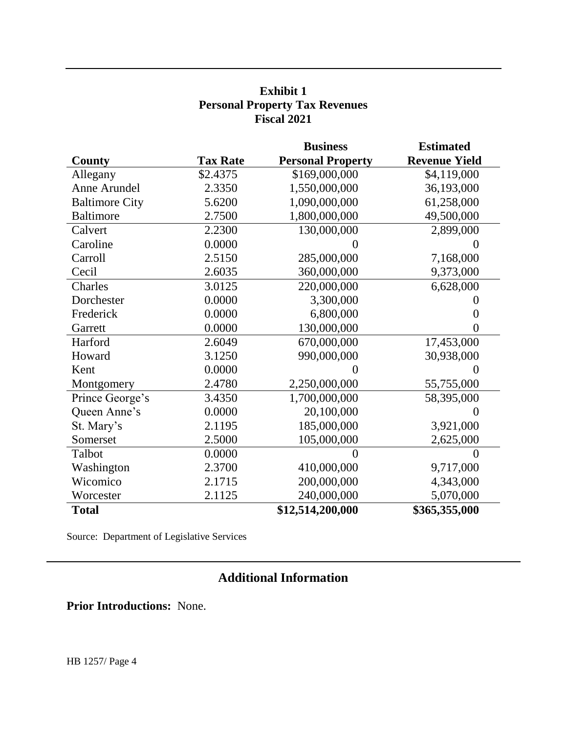**Exhibit 1**
**Personal Property Tax Revenues**
**Fiscal 2021**

| County | Tax Rate | Business Personal Property | Estimated Revenue Yield |
|---|---|---|---|
| Allegany | $2.4375 | $169,000,000 | $4,119,000 |
| Anne Arundel | 2.3350 | 1,550,000,000 | 36,193,000 |
| Baltimore City | 5.6200 | 1,090,000,000 | 61,258,000 |
| Baltimore | 2.7500 | 1,800,000,000 | 49,500,000 |
| Calvert | 2.2300 | 130,000,000 | 2,899,000 |
| Caroline | 0.0000 | 0 | 0 |
| Carroll | 2.5150 | 285,000,000 | 7,168,000 |
| Cecil | 2.6035 | 360,000,000 | 9,373,000 |
| Charles | 3.0125 | 220,000,000 | 6,628,000 |
| Dorchester | 0.0000 | 3,300,000 | 0 |
| Frederick | 0.0000 | 6,800,000 | 0 |
| Garrett | 0.0000 | 130,000,000 | 0 |
| Harford | 2.6049 | 670,000,000 | 17,453,000 |
| Howard | 3.1250 | 990,000,000 | 30,938,000 |
| Kent | 0.0000 | 0 | 0 |
| Montgomery | 2.4780 | 2,250,000,000 | 55,755,000 |
| Prince George's | 3.4350 | 1,700,000,000 | 58,395,000 |
| Queen Anne's | 0.0000 | 20,100,000 | 0 |
| St. Mary's | 2.1195 | 185,000,000 | 3,921,000 |
| Somerset | 2.5000 | 105,000,000 | 2,625,000 |
| Talbot | 0.0000 | 0 | 0 |
| Washington | 2.3700 | 410,000,000 | 9,717,000 |
| Wicomico | 2.1715 | 200,000,000 | 4,343,000 |
| Worcester | 2.1125 | 240,000,000 | 5,070,000 |
| **Total** | | **$12,514,200,000** | **$365,355,000** |

Source: Department of Legislative Services

## Additional Information

**Prior Introductions:** None.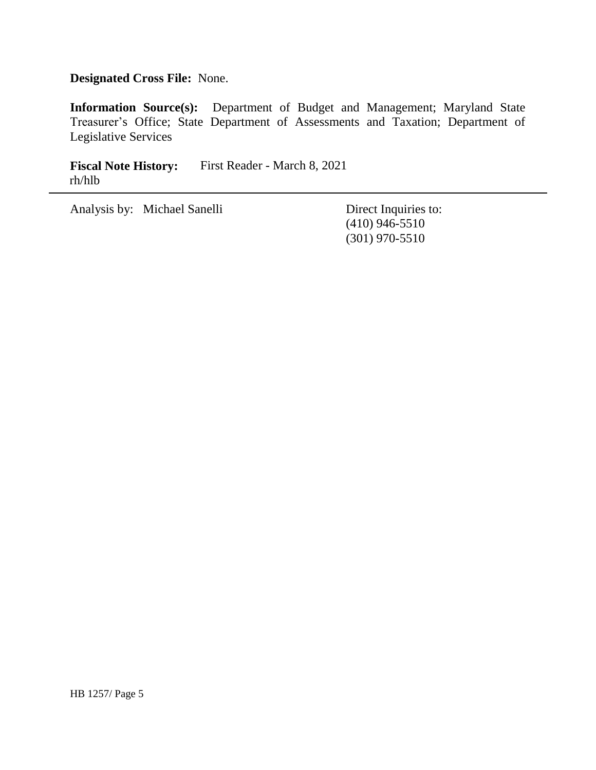**Designated Cross File:** None.

**Information Source(s):** Department of Budget and Management; Maryland State Treasurer's Office; State Department of Assessments and Taxation; Department of Legislative Services

**Fiscal Note History:** First Reader - March 8, 2021
rh/hlb

---

Analysis by: Michael Sanelli

Direct Inquiries to:
(410) 946-5510
(301) 970-5510